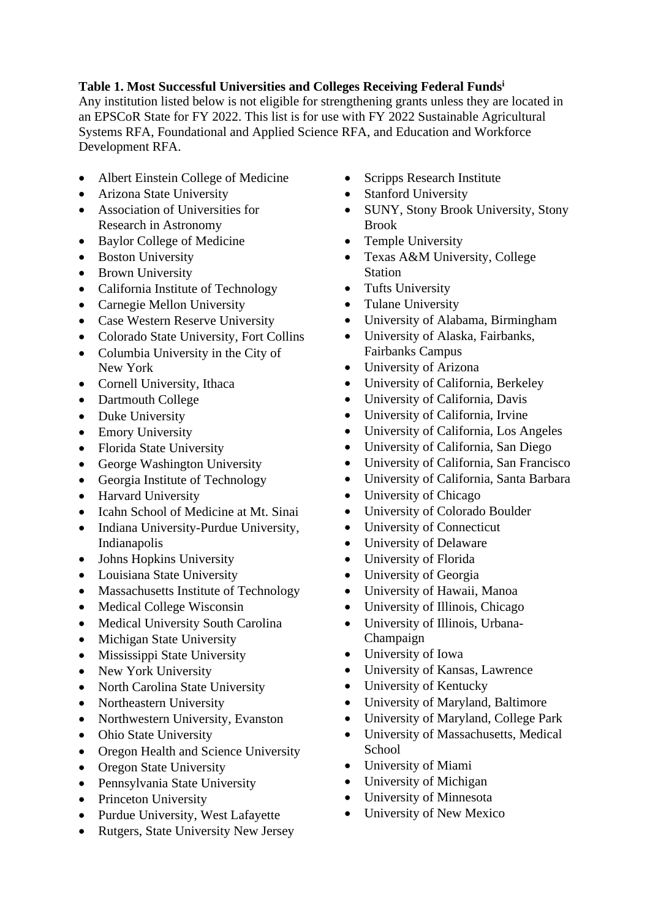**Table 1. Most Successful Universities and Colleges Receiving Federal Funds**[i]

Any institution listed below is not eligible for strengthening grants unless they are located in an EPSCoR State for FY 2022. This list is for use with FY 2022 Sustainable Agricultural Systems RFA, Foundational and Applied Science RFA, and Education and Workforce Development RFA.

- Albert Einstein College of Medicine
- Arizona State University
- Association of Universities for Research in Astronomy
- Baylor College of Medicine
- Boston University
- Brown University
- California Institute of Technology
- Carnegie Mellon University
- Case Western Reserve University
- Colorado State University, Fort Collins
- Columbia University in the City of New York
- Cornell University, Ithaca
- Dartmouth College
- Duke University
- Emory University
- Florida State University
- George Washington University
- Georgia Institute of Technology
- Harvard University
- Icahn School of Medicine at Mt. Sinai
- Indiana University-Purdue University, Indianapolis
- Johns Hopkins University
- Louisiana State University
- Massachusetts Institute of Technology
- Medical College Wisconsin
- Medical University South Carolina
- Michigan State University
- Mississippi State University
- New York University
- North Carolina State University
- Northeastern University
- Northwestern University, Evanston
- Ohio State University
- Oregon Health and Science University
- Oregon State University
- Pennsylvania State University
- Princeton University
- Purdue University, West Lafayette
- Rutgers, State University New Jersey
- Scripps Research Institute
- Stanford University
- SUNY, Stony Brook University, Stony Brook
- Temple University
- Texas A&M University, College Station
- Tufts University
- Tulane University
- University of Alabama, Birmingham
- University of Alaska, Fairbanks, Fairbanks Campus
- University of Arizona
- University of California, Berkeley
- University of California, Davis
- University of California, Irvine
- University of California, Los Angeles
- University of California, San Diego
- University of California, San Francisco
- University of California, Santa Barbara
- University of Chicago
- University of Colorado Boulder
- University of Connecticut
- University of Delaware
- University of Florida
- University of Georgia
- University of Hawaii, Manoa
- University of Illinois, Chicago
- University of Illinois, Urbana-Champaign
- University of Iowa
- University of Kansas, Lawrence
- University of Kentucky
- University of Maryland, Baltimore
- University of Maryland, College Park
- University of Massachusetts, Medical School
- University of Miami
- University of Michigan
- University of Minnesota
- University of New Mexico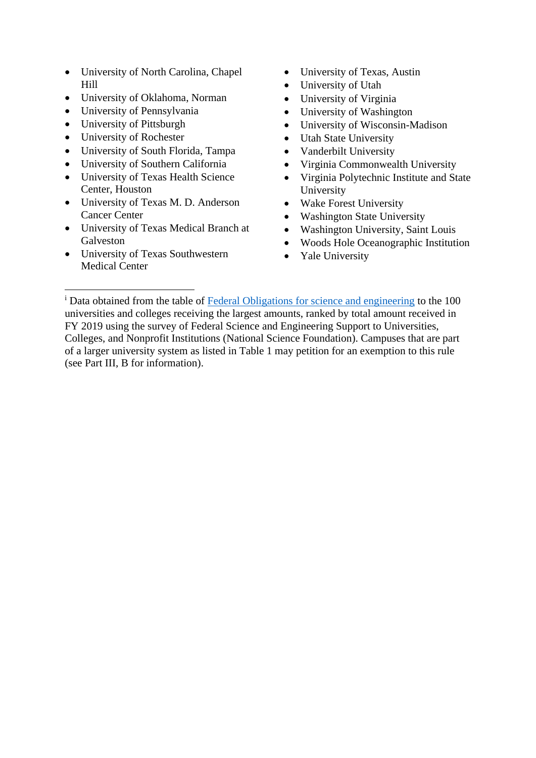- University of North Carolina, Chapel Hill
- University of Oklahoma, Norman
- University of Pennsylvania
- University of Pittsburgh
- University of Rochester
- University of South Florida, Tampa
- University of Southern California
- University of Texas Health Science Center, Houston
- University of Texas M. D. Anderson Cancer Center
- University of Texas Medical Branch at Galveston
- University of Texas Southwestern Medical Center
- University of Texas, Austin
- University of Utah
- University of Virginia
- University of Washington
- University of Wisconsin-Madison
- Utah State University
- Vanderbilt University
- Virginia Commonwealth University
- Virginia Polytechnic Institute and State University
- Wake Forest University
- Washington State University
- Washington University, Saint Louis
- Woods Hole Oceanographic Institution
- Yale University

---

[i] Data obtained from the table of Federal Obligations for science and engineering to the 100 universities and colleges receiving the largest amounts, ranked by total amount received in FY 2019 using the survey of Federal Science and Engineering Support to Universities, Colleges, and Nonprofit Institutions (National Science Foundation). Campuses that are part of a larger university system as listed in Table 1 may petition for an exemption to this rule (see Part III, B for information).